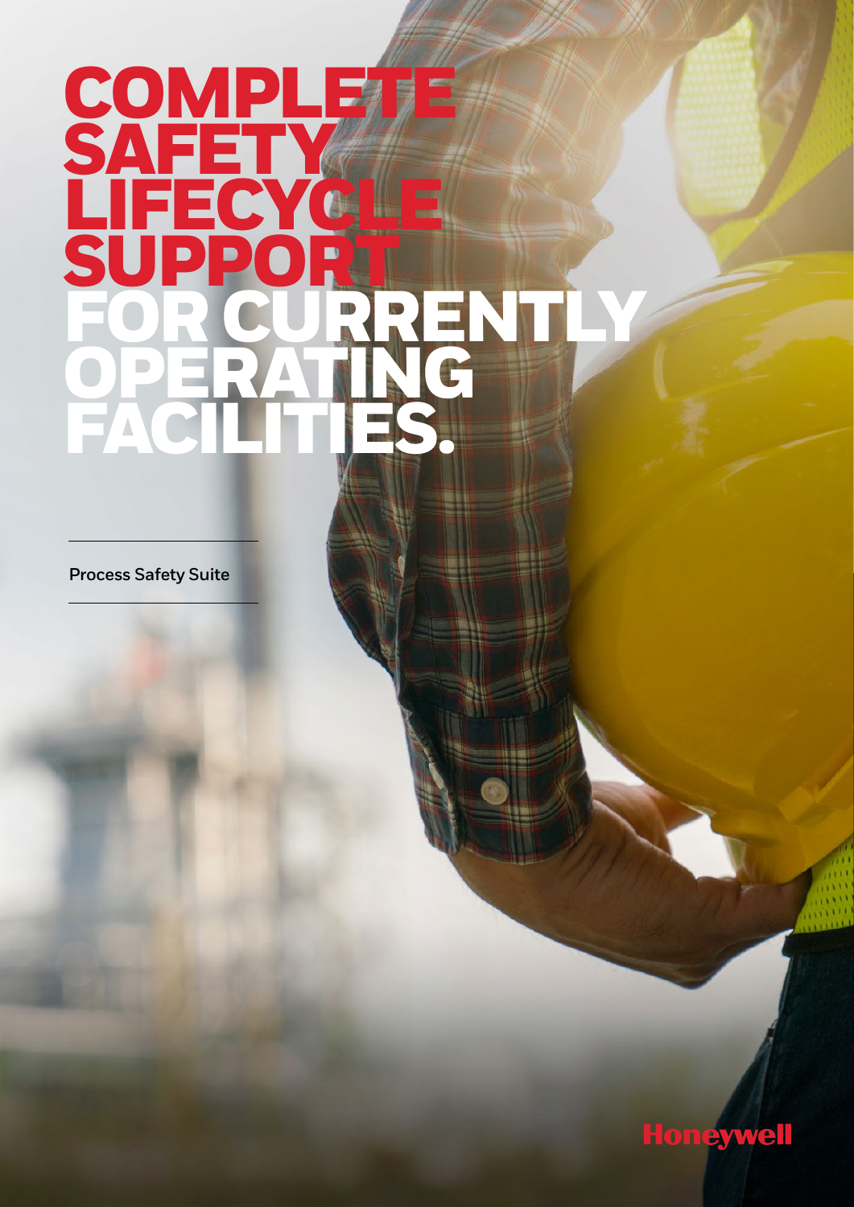# COMPLETE SAFETY LIFECYCLE SUPPORT FOR CURRENTLY OPERATING FACILITIES.

Process Safety Suite

Honeywell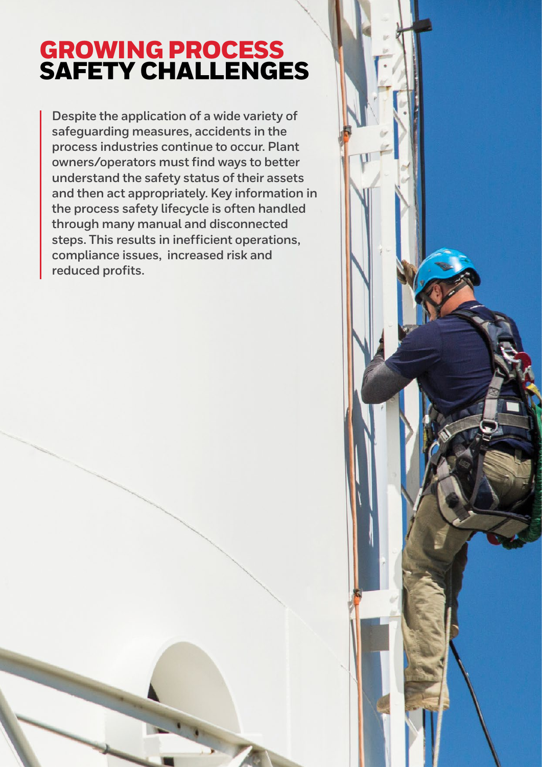# GROWING PROCESS SAFETY CHALLENGES

**Despite the application of a wide variety of safeguarding measures, accidents in the process industries continue to occur. Plant owners/operators must find ways to better understand the safety status of their assets and then act appropriately. Key information in the process safety lifecycle is often handled through many manual and disconnected steps. This results in inefficient operations, compliance issues, increased risk and reduced profits.**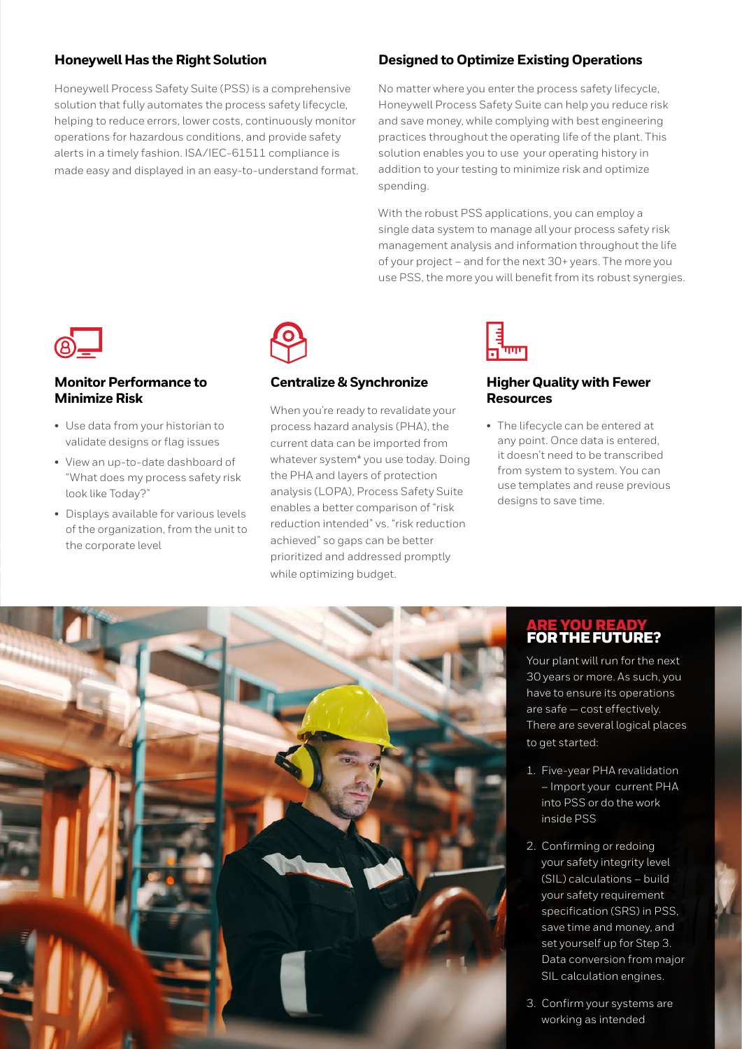## Honeywell Has the Right Solution

Honeywell Process Safety Suite (PSS) is a comprehensive solution that fully automates the process safety lifecycle, helping to reduce errors, lower costs, continuously monitor operations for hazardous conditions, and provide safety alerts in a timely fashion. ISA/IEC-61511 compliance is made easy and displayed in an easy-to-understand format.

## Designed to Optimize Existing Operations

No matter where you enter the process safety lifecycle, Honeywell Process Safety Suite can help you reduce risk and save money, while complying with best engineering practices throughout the operating life of the plant. This solution enables you to use your operating history in addition to your testing to minimize risk and optimize spending.

With the robust PSS applications, you can employ a single data system to manage all your process safety risk management analysis and information throughout the life of your project – and for the next 30+ years. The more you use PSS, the more you will benefit from its robust synergies.

### Monitor Performance to Minimize Risk

- Use data from your historian to validate designs or flag issues
- View an up-to-date dashboard of "What does my process safety risk look like Today?"
- Displays available for various levels of the organization, from the unit to the corporate level

### Centralize & Synchronize

When you're ready to revalidate your process hazard analysis (PHA), the current data can be imported from whatever system* you use today. Doing the PHA and layers of protection analysis (LOPA), Process Safety Suite enables a better comparison of "risk reduction intended" vs. "risk reduction achieved" so gaps can be better prioritized and addressed promptly while optimizing budget.

### Higher Quality with Fewer Resources

- The lifecycle can be entered at any point. Once data is entered, it doesn't need to be transcribed from system to system. You can use templates and reuse previous designs to save time.

## ARE YOU READY FOR THE FUTURE?

Your plant will run for the next 30 years or more. As such, you have to ensure its operations are safe — cost effectively. There are several logical places to get started:

1. Five-year PHA revalidation – Import your current PHA into PSS or do the work inside PSS
2. Confirming or redoing your safety integrity level (SIL) calculations – build your safety requirement specification (SRS) in PSS, save time and money, and set yourself up for Step 3. Data conversion from major SIL calculation engines.
3. Confirm your systems are working as intended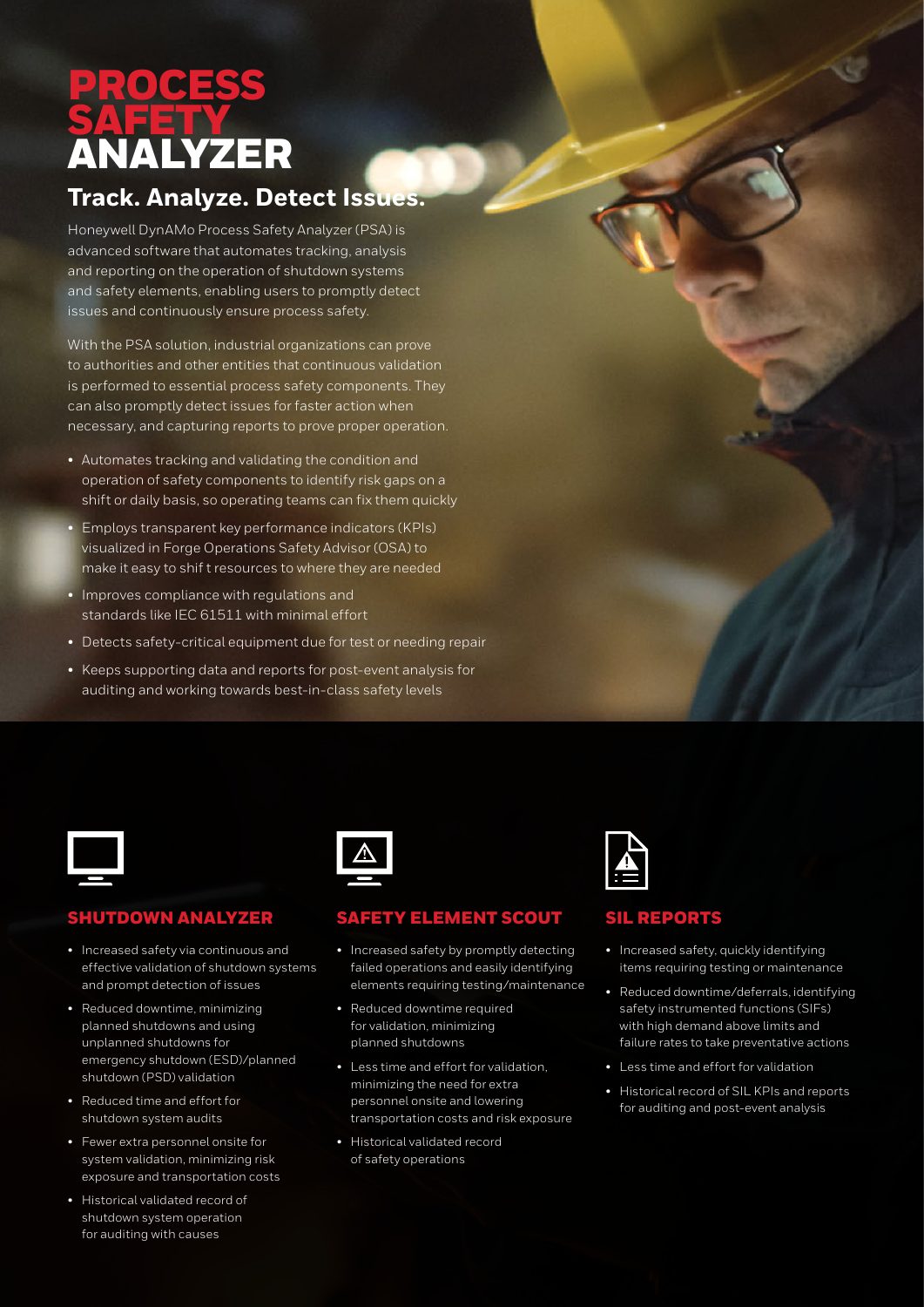# PROCESS SAFETY ANALYZER

## Track. Analyze. Detect Issues.

Honeywell DynAMo Process Safety Analyzer (PSA) is advanced software that automates tracking, analysis and reporting on the operation of shutdown systems and safety elements, enabling users to promptly detect issues and continuously ensure process safety.

With the PSA solution, industrial organizations can prove to authorities and other entities that continuous validation is performed to essential process safety components. They can also promptly detect issues for faster action when necessary, and capturing reports to prove proper operation.

- Automates tracking and validating the condition and operation of safety components to identify risk gaps on a shift or daily basis, so operating teams can fix them quickly
- Employs transparent key performance indicators (KPIs) visualized in Forge Operations Safety Advisor (OSA) to make it easy to shif t resources to where they are needed
- Improves compliance with regulations and standards like IEC 61511 with minimal effort
- Detects safety-critical equipment due for test or needing repair
- Keeps supporting data and reports for post-event analysis for auditing and working towards best-in-class safety levels

### SHUTDOWN ANALYZER

- Increased safety via continuous and effective validation of shutdown systems and prompt detection of issues
- Reduced downtime, minimizing planned shutdowns and using unplanned shutdowns for emergency shutdown (ESD)/planned shutdown (PSD) validation
- Reduced time and effort for shutdown system audits
- Fewer extra personnel onsite for system validation, minimizing risk exposure and transportation costs
- Historical validated record of shutdown system operation for auditing with causes

### SAFETY ELEMENT SCOUT

- Increased safety by promptly detecting failed operations and easily identifying elements requiring testing/maintenance
- Reduced downtime required for validation, minimizing planned shutdowns
- Less time and effort for validation, minimizing the need for extra personnel onsite and lowering transportation costs and risk exposure
- Historical validated record of safety operations

### SIL REPORTS

- Increased safety, quickly identifying items requiring testing or maintenance
- Reduced downtime/deferrals, identifying safety instrumented functions (SIFs) with high demand above limits and failure rates to take preventative actions
- Less time and effort for validation
- Historical record of SIL KPIs and reports for auditing and post-event analysis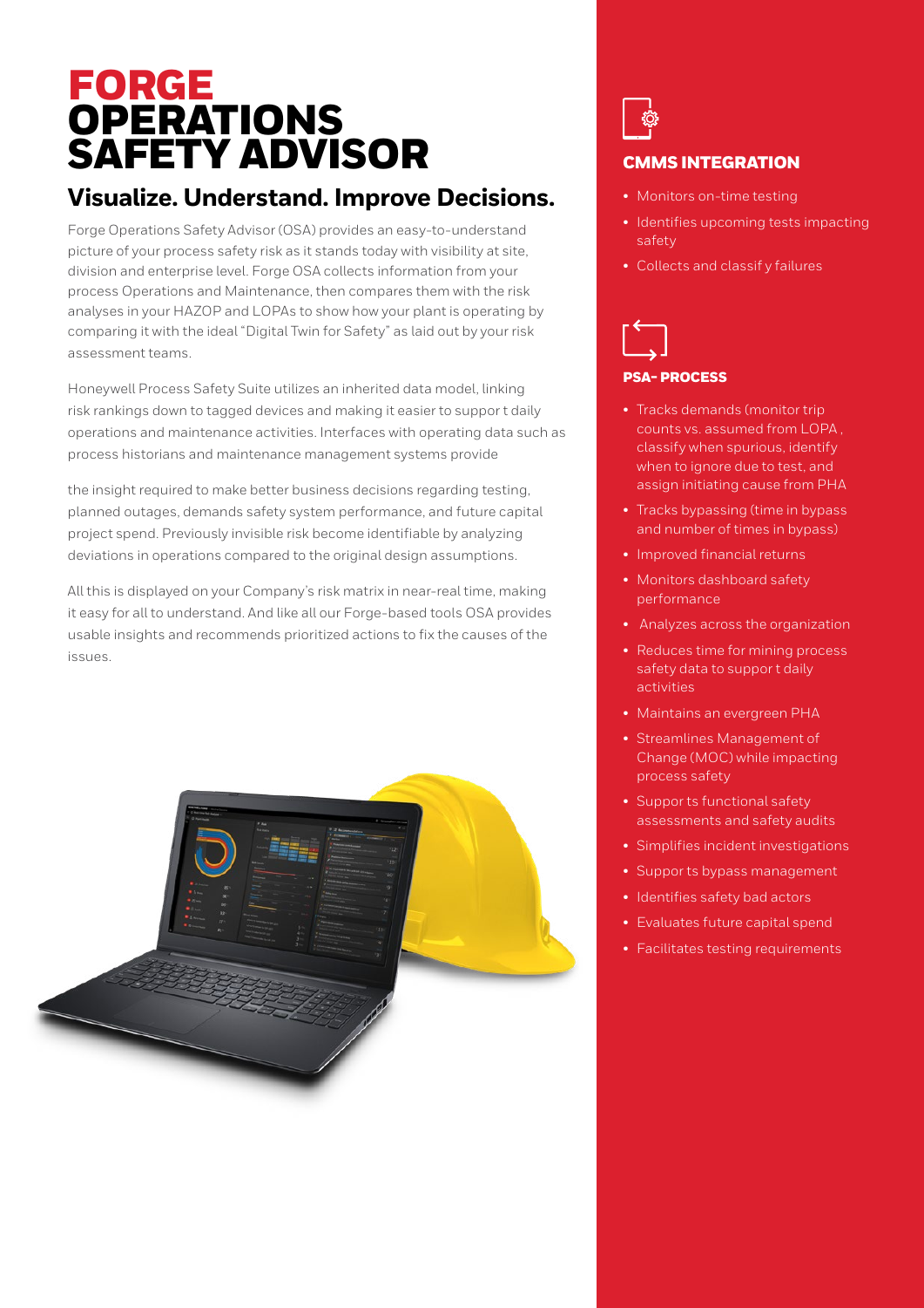# FORGE OPERATIONS SAFETY ADVISOR

## Visualize. Understand. Improve Decisions.

Forge Operations Safety Advisor (OSA) provides an easy-to-understand picture of your process safety risk as it stands today with visibility at site, division and enterprise level. Forge OSA collects information from your process Operations and Maintenance, then compares them with the risk analyses in your HAZOP and LOPAs to show how your plant is operating by comparing it with the ideal "Digital Twin for Safety" as laid out by your risk assessment teams.

Honeywell Process Safety Suite utilizes an inherited data model, linking risk rankings down to tagged devices and making it easier to suppor t daily operations and maintenance activities. Interfaces with operating data such as process historians and maintenance management systems provide

the insight required to make better business decisions regarding testing, planned outages, demands safety system performance, and future capital project spend. Previously invisible risk become identifiable by analyzing deviations in operations compared to the original design assumptions.

All this is displayed on your Company's risk matrix in near-real time, making it easy for all to understand. And like all our Forge-based tools OSA provides usable insights and recommends prioritized actions to fix the causes of the issues.

### CMMS INTEGRATION

- Monitors on-time testing
- Identifies upcoming tests impacting safety
- Collects and classif y failures

### PSA- PROCESS

- Tracks demands (monitor trip counts vs. assumed from LOPA , classify when spurious, identify when to ignore due to test, and assign initiating cause from PHA
- Tracks bypassing (time in bypass and number of times in bypass)
- Improved financial returns
- Monitors dashboard safety performance
- Analyzes across the organization
- Reduces time for mining process safety data to suppor t daily activities
- Maintains an evergreen PHA
- Streamlines Management of Change (MOC) while impacting process safety
- Suppor ts functional safety assessments and safety audits
- Simplifies incident investigations
- Suppor ts bypass management
- Identifies safety bad actors
- Evaluates future capital spend
- Facilitates testing requirements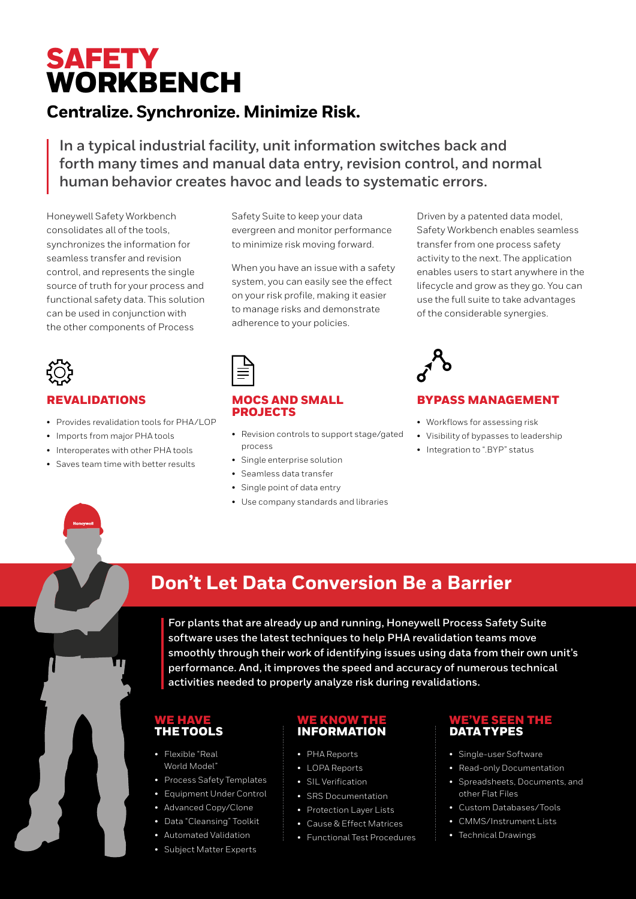# SAFETY WORKBENCH

## Centralize. Synchronize. Minimize Risk.

In a typical industrial facility, unit information switches back and forth many times and manual data entry, revision control, and normal human behavior creates havoc and leads to systematic errors.

Honeywell Safety Workbench consolidates all of the tools, synchronizes the information for seamless transfer and revision control, and represents the single source of truth for your process and functional safety data. This solution can be used in conjunction with the other components of Process Safety Suite to keep your data evergreen and monitor performance to minimize risk moving forward.

When you have an issue with a safety system, you can easily see the effect on your risk profile, making it easier to manage risks and demonstrate adherence to your policies.

Driven by a patented data model, Safety Workbench enables seamless transfer from one process safety activity to the next. The application enables users to start anywhere in the lifecycle and grow as they go. You can use the full suite to take advantages of the considerable synergies.

### REVALIDATIONS

- Provides revalidation tools for PHA/LOP
- Imports from major PHA tools
- Interoperates with other PHA tools
- Saves team time with better results

### MOCS AND SMALL PROJECTS

- Revision controls to support stage/gated process
- Single enterprise solution
- Seamless data transfer
- Single point of data entry
- Use company standards and libraries

### BYPASS MANAGEMENT

- Workflows for assessing risk
- Visibility of bypasses to leadership
- Integration to ".BYP" status

## Don't Let Data Conversion Be a Barrier

For plants that are already up and running, Honeywell Process Safety Suite software uses the latest techniques to help PHA revalidation teams move smoothly through their work of identifying issues using data from their own unit's performance. And, it improves the speed and accuracy of numerous technical activities needed to properly analyze risk during revalidations.

### WE HAVE THE TOOLS

- Flexible "Real World Model"
- Process Safety Templates
- Equipment Under Control
- Advanced Copy/Clone
- Data "Cleansing" Toolkit
- Automated Validation
- Subject Matter Experts

### WE KNOW THE INFORMATION

- PHA Reports
- LOPA Reports
- SIL Verification
- SRS Documentation
- Protection Layer Lists
- Cause & Effect Matrices
- Functional Test Procedures

### WE'VE SEEN THE DATA TYPES

- Single-user Software
- Read-only Documentation
- Spreadsheets, Documents, and other Flat Files
- Custom Databases/Tools
- CMMS/Instrument Lists
- Technical Drawings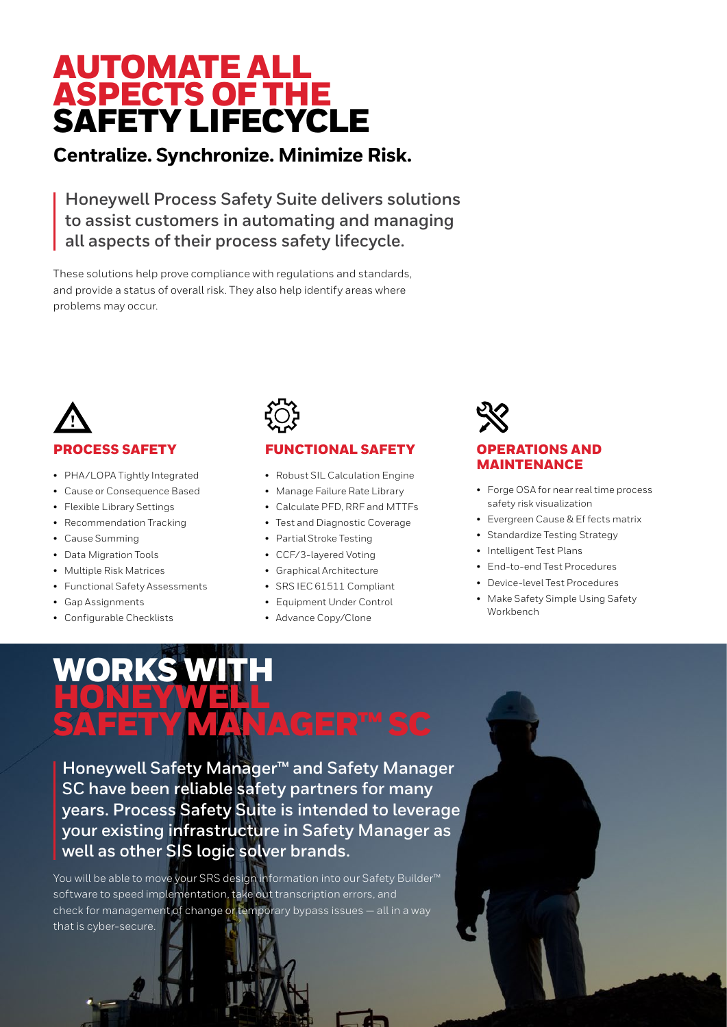# AUTOMATE ALL ASPECTS OF THE SAFETY LIFECYCLE

## Centralize. Synchronize. Minimize Risk.

**Honeywell Process Safety Suite delivers solutions to assist customers in automating and managing all aspects of their process safety lifecycle.**

These solutions help prove compliance with regulations and standards, and provide a status of overall risk. They also help identify areas where problems may occur.

### PROCESS SAFETY

- PHA/LOPA Tightly Integrated
- Cause or Consequence Based
- Flexible Library Settings
- Recommendation Tracking
- Cause Summing
- Data Migration Tools
- Multiple Risk Matrices
- Functional Safety Assessments
- Gap Assignments
- Configurable Checklists

### FUNCTIONAL SAFETY

- Robust SIL Calculation Engine
- Manage Failure Rate Library
- Calculate PFD, RRF and MTTFs
- Test and Diagnostic Coverage
- Partial Stroke Testing
- CCF/3-layered Voting
- Graphical Architecture
- SRS IEC 61511 Compliant
- Equipment Under Control
- Advance Copy/Clone

### OPERATIONS AND MAINTENANCE

- Forge OSA for near real time process safety risk visualization
- Evergreen Cause & Ef fects matrix
- Standardize Testing Strategy
- Intelligent Test Plans
- End-to-end Test Procedures
- Device-level Test Procedures
- Make Safety Simple Using Safety Workbench

# WORKS WITH HONEYWELL SAFETY MANAGER™ SC

**Honeywell Safety Manager™ and Safety Manager SC have been reliable safety partners for many years. Process Safety Suite is intended to leverage your existing infrastructure in Safety Manager as well as other SIS logic solver brands.**

You will be able to move your SRS design information into our Safety Builder™ software to speed implementation, take out transcription errors, and check for management of change or temporary bypass issues — all in a way that is cyber-secure.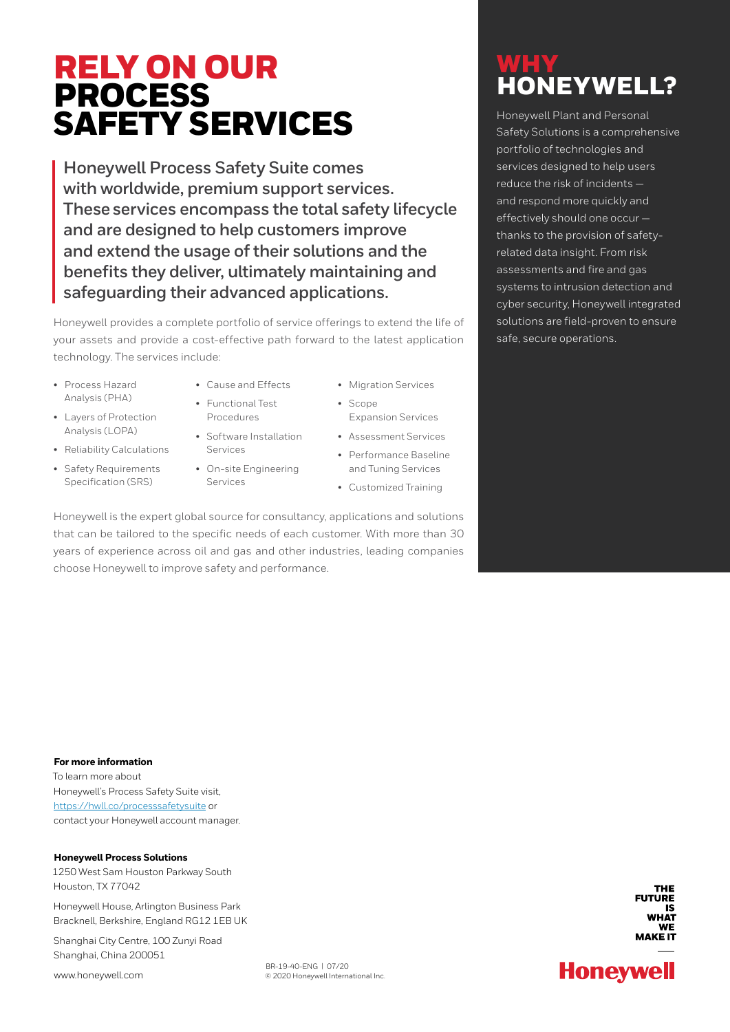# RELY ON OUR PROCESS SAFETY SERVICES

**Honeywell Process Safety Suite comes with worldwide, premium support services. These services encompass the total safety lifecycle and are designed to help customers improve and extend the usage of their solutions and the benefits they deliver, ultimately maintaining and safeguarding their advanced applications.**

Honeywell provides a complete portfolio of service offerings to extend the life of your assets and provide a cost-effective path forward to the latest application technology. The services include:

- Process Hazard Analysis (PHA)
- Layers of Protection Analysis (LOPA)
- Reliability Calculations
- Safety Requirements Specification (SRS)
- Cause and Effects
- Functional Test Procedures
- Software Installation Services
- On-site Engineering Services
- Migration Services
- Scope Expansion Services
- Assessment Services
- Performance Baseline and Tuning Services
- Customized Training

Honeywell is the expert global source for consultancy, applications and solutions that can be tailored to the specific needs of each customer. With more than 30 years of experience across oil and gas and other industries, leading companies choose Honeywell to improve safety and performance.

## WHY HONEYWELL?

Honeywell Plant and Personal Safety Solutions is a comprehensive portfolio of technologies and services designed to help users reduce the risk of incidents — and respond more quickly and effectively should one occur — thanks to the provision of safety-related data insight. From risk assessments and fire and gas systems to intrusion detection and cyber security, Honeywell integrated solutions are field-proven to ensure safe, secure operations.

**For more information**
To learn more about Honeywell's Process Safety Suite visit, https://hwll.co/processsafetysuite or contact your Honeywell account manager.

**Honeywell Process Solutions**
1250 West Sam Houston Parkway South
Houston, TX 77042

Honeywell House, Arlington Business Park
Bracknell, Berkshire, England RG12 1EB UK

Shanghai City Centre, 100 Zunyi Road
Shanghai, China 200051

www.honeywell.com

BR-19-40-ENG | 07/20
© 2020 Honeywell International Inc.

THE FUTURE IS WHAT WE MAKE IT

Honeywell